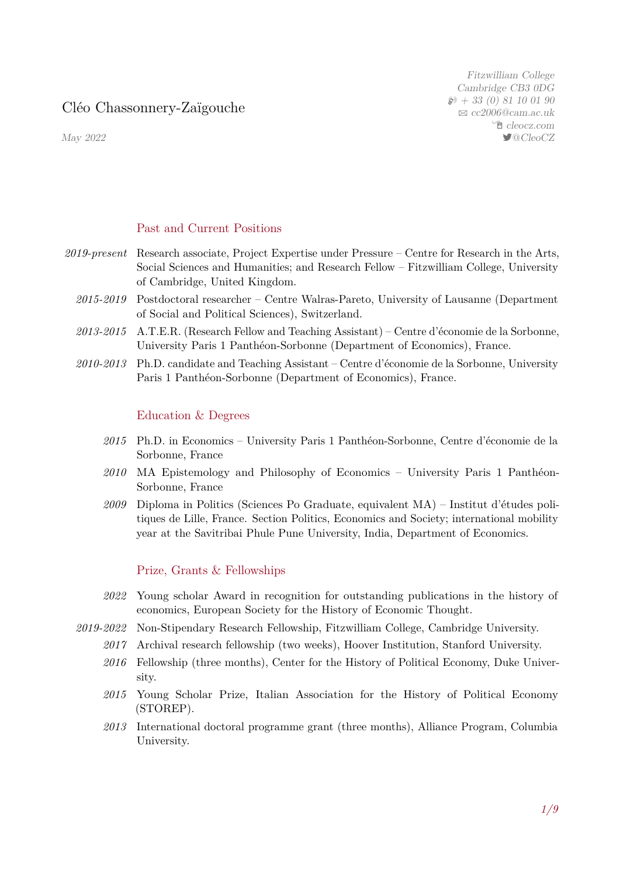# Cléo Chassonnery-Zaïgouche

*May 2022*

*Fitzwilliam College*
*Cambridge CB3 0DG*
*+ 33 (0) 81 10 01 90*
*cc2006@cam.ac.uk*
*cleocz.com*
*@CleoCZ*

## Past and Current Positions

- *2019-present* Research associate, Project Expertise under Pressure – Centre for Research in the Arts, Social Sciences and Humanities; and Research Fellow – Fitzwilliam College, University of Cambridge, United Kingdom.
- *2015-2019* Postdoctoral researcher – Centre Walras-Pareto, University of Lausanne (Department of Social and Political Sciences), Switzerland.
- *2013-2015* A.T.E.R. (Research Fellow and Teaching Assistant) – Centre d'économie de la Sorbonne, University Paris 1 Panthéon-Sorbonne (Department of Economics), France.
- *2010-2013* Ph.D. candidate and Teaching Assistant – Centre d'économie de la Sorbonne, University Paris 1 Panthéon-Sorbonne (Department of Economics), France.

## Education & Degrees

- *2015* Ph.D. in Economics – University Paris 1 Panthéon-Sorbonne, Centre d'économie de la Sorbonne, France
- *2010* MA Epistemology and Philosophy of Economics – University Paris 1 Panthéon-Sorbonne, France
- *2009* Diploma in Politics (Sciences Po Graduate, equivalent MA) – Institut d'études politiques de Lille, France. Section Politics, Economics and Society; international mobility year at the Savitribai Phule Pune University, India, Department of Economics.

## Prize, Grants & Fellowships

- *2022* Young scholar Award in recognition for outstanding publications in the history of economics, European Society for the History of Economic Thought.
- *2019-2022* Non-Stipendary Research Fellowship, Fitzwilliam College, Cambridge University.
- *2017* Archival research fellowship (two weeks), Hoover Institution, Stanford University.
- *2016* Fellowship (three months), Center for the History of Political Economy, Duke University.
- *2015* Young Scholar Prize, Italian Association for the History of Political Economy (STOREP).
- *2013* International doctoral programme grant (three months), Alliance Program, Columbia University.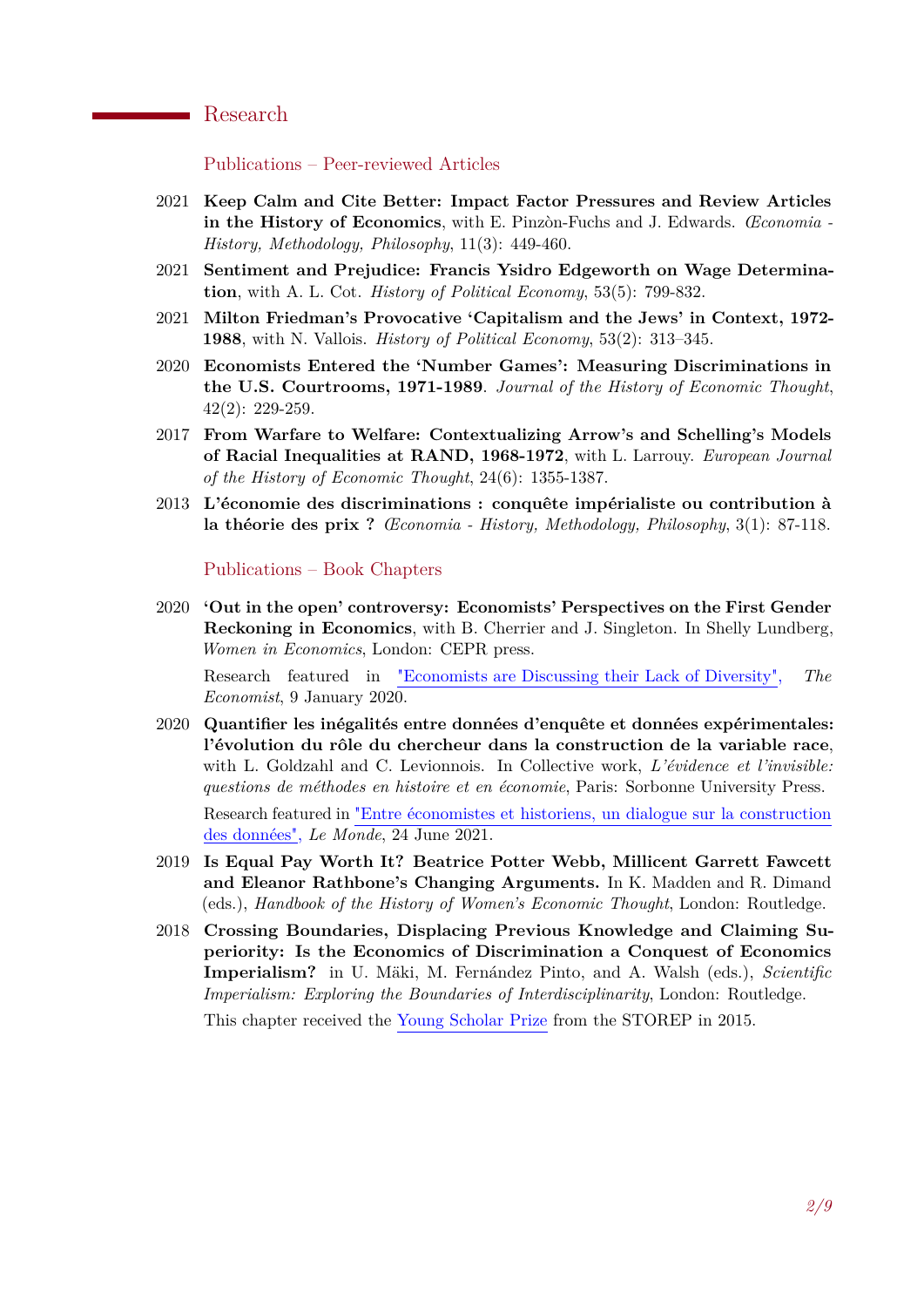## Research

### Publications – Peer-reviewed Articles

2021 **Keep Calm and Cite Better: Impact Factor Pressures and Review Articles in the History of Economics**, with E. Pinzòn-Fuchs and J. Edwards. *Œconomia - History, Methodology, Philosophy*, 11(3): 449-460.

2021 **Sentiment and Prejudice: Francis Ysidro Edgeworth on Wage Determination**, with A. L. Cot. *History of Political Economy*, 53(5): 799-832.

2021 **Milton Friedman's Provocative 'Capitalism and the Jews' in Context, 1972-1988**, with N. Vallois. *History of Political Economy*, 53(2): 313–345.

2020 **Economists Entered the 'Number Games': Measuring Discriminations in the U.S. Courtrooms, 1971-1989**. *Journal of the History of Economic Thought*, 42(2): 229-259.

2017 **From Warfare to Welfare: Contextualizing Arrow's and Schelling's Models of Racial Inequalities at RAND, 1968-1972**, with L. Larrouy. *European Journal of the History of Economic Thought*, 24(6): 1355-1387.

2013 **L'économie des discriminations : conquête impérialiste ou contribution à la théorie des prix ?** *Œconomia - History, Methodology, Philosophy*, 3(1): 87-118.

### Publications – Book Chapters

2020 **'Out in the open' controversy: Economists' Perspectives on the First Gender Reckoning in Economics**, with B. Cherrier and J. Singleton. In Shelly Lundberg, *Women in Economics*, London: CEPR press.

Research featured in "Economists are Discussing their Lack of Diversity", *The Economist*, 9 January 2020.

2020 **Quantifier les inégalités entre données d'enquête et données expérimentales: l'évolution du rôle du chercheur dans la construction de la variable race**, with L. Goldzahl and C. Levionnois. In Collective work, *L'évidence et l'invisible: questions de méthodes en histoire et en économie*, Paris: Sorbonne University Press.

Research featured in "Entre économistes et historiens, un dialogue sur la construction des données", *Le Monde*, 24 June 2021.

2019 **Is Equal Pay Worth It? Beatrice Potter Webb, Millicent Garrett Fawcett and Eleanor Rathbone's Changing Arguments.** In K. Madden and R. Dimand (eds.), *Handbook of the History of Women's Economic Thought*, London: Routledge.

2018 **Crossing Boundaries, Displacing Previous Knowledge and Claiming Superiority: Is the Economics of Discrimination a Conquest of Economics Imperialism?** in U. Mäki, M. Fernández Pinto, and A. Walsh (eds.), *Scientific Imperialism: Exploring the Boundaries of Interdisciplinarity*, London: Routledge.

This chapter received the Young Scholar Prize from the STOREP in 2015.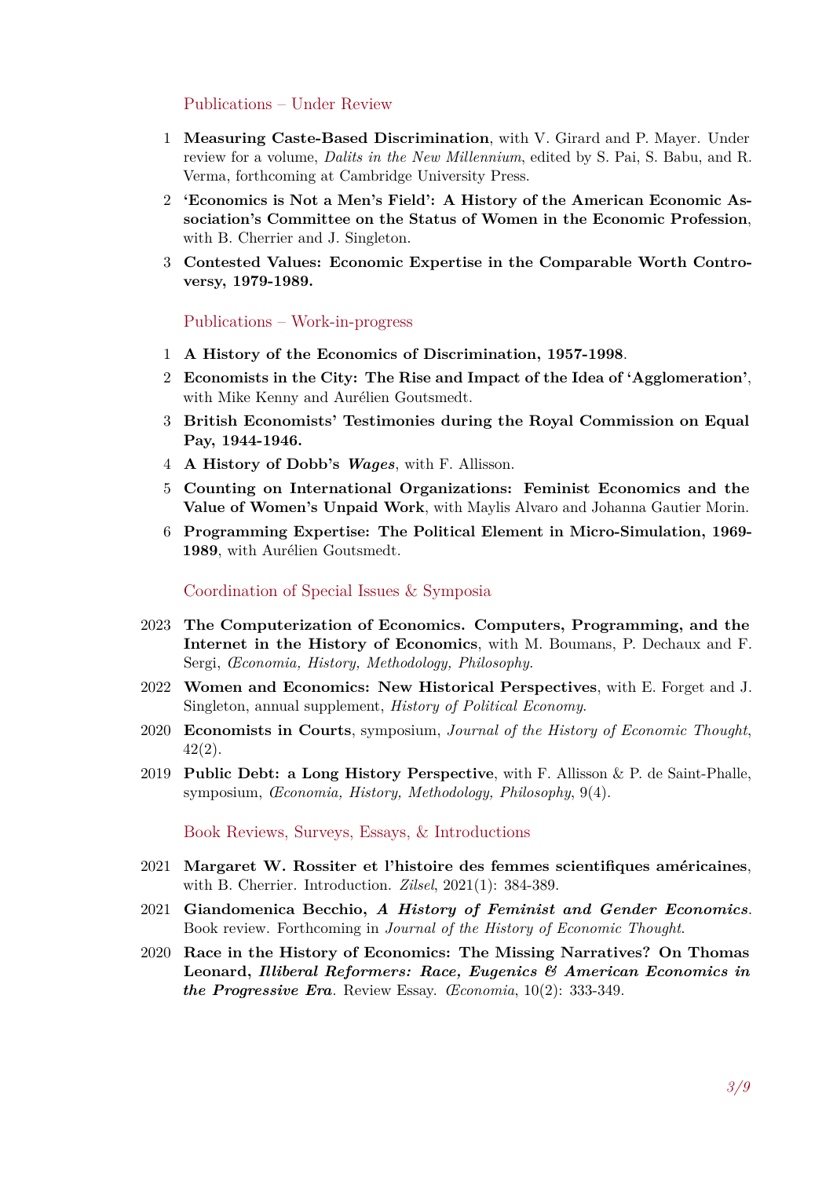## Publications – Under Review

1 **Measuring Caste-Based Discrimination**, with V. Girard and P. Mayer. Under review for a volume, *Dalits in the New Millennium*, edited by S. Pai, S. Babu, and R. Verma, forthcoming at Cambridge University Press.

2 **'Economics is Not a Men's Field': A History of the American Economic Association's Committee on the Status of Women in the Economic Profession**, with B. Cherrier and J. Singleton.

3 **Contested Values: Economic Expertise in the Comparable Worth Controversy, 1979-1989.**

## Publications – Work-in-progress

1 **A History of the Economics of Discrimination, 1957-1998**.

2 **Economists in the City: The Rise and Impact of the Idea of 'Agglomeration'**, with Mike Kenny and Aurélien Goutsmedt.

3 **British Economists' Testimonies during the Royal Commission on Equal Pay, 1944-1946.**

4 **A History of Dobb's *Wages***, with F. Allisson.

5 **Counting on International Organizations: Feminist Economics and the Value of Women's Unpaid Work**, with Maylis Alvaro and Johanna Gautier Morin.

6 **Programming Expertise: The Political Element in Micro-Simulation, 1969-1989**, with Aurélien Goutsmedt.

## Coordination of Special Issues & Symposia

2023 **The Computerization of Economics. Computers, Programming, and the Internet in the History of Economics**, with M. Boumans, P. Dechaux and F. Sergi, *Œconomia, History, Methodology, Philosophy.*

2022 **Women and Economics: New Historical Perspectives**, with E. Forget and J. Singleton, annual supplement, *History of Political Economy*.

2020 **Economists in Courts**, symposium, *Journal of the History of Economic Thought*, 42(2).

2019 **Public Debt: a Long History Perspective**, with F. Allisson & P. de Saint-Phalle, symposium, *Œconomia, History, Methodology, Philosophy*, 9(4).

## Book Reviews, Surveys, Essays, & Introductions

2021 **Margaret W. Rossiter et l'histoire des femmes scientifiques américaines**, with B. Cherrier. Introduction. *Zilsel*, 2021(1): 384-389.

2021 **Giandomenica Becchio, *A History of Feminist and Gender Economics***. Book review. Forthcoming in *Journal of the History of Economic Thought*.

2020 **Race in the History of Economics: The Missing Narratives? On Thomas Leonard, *Illiberal Reformers: Race, Eugenics & American Economics in the Progressive Era***. Review Essay. *Œconomia*, 10(2): 333-349.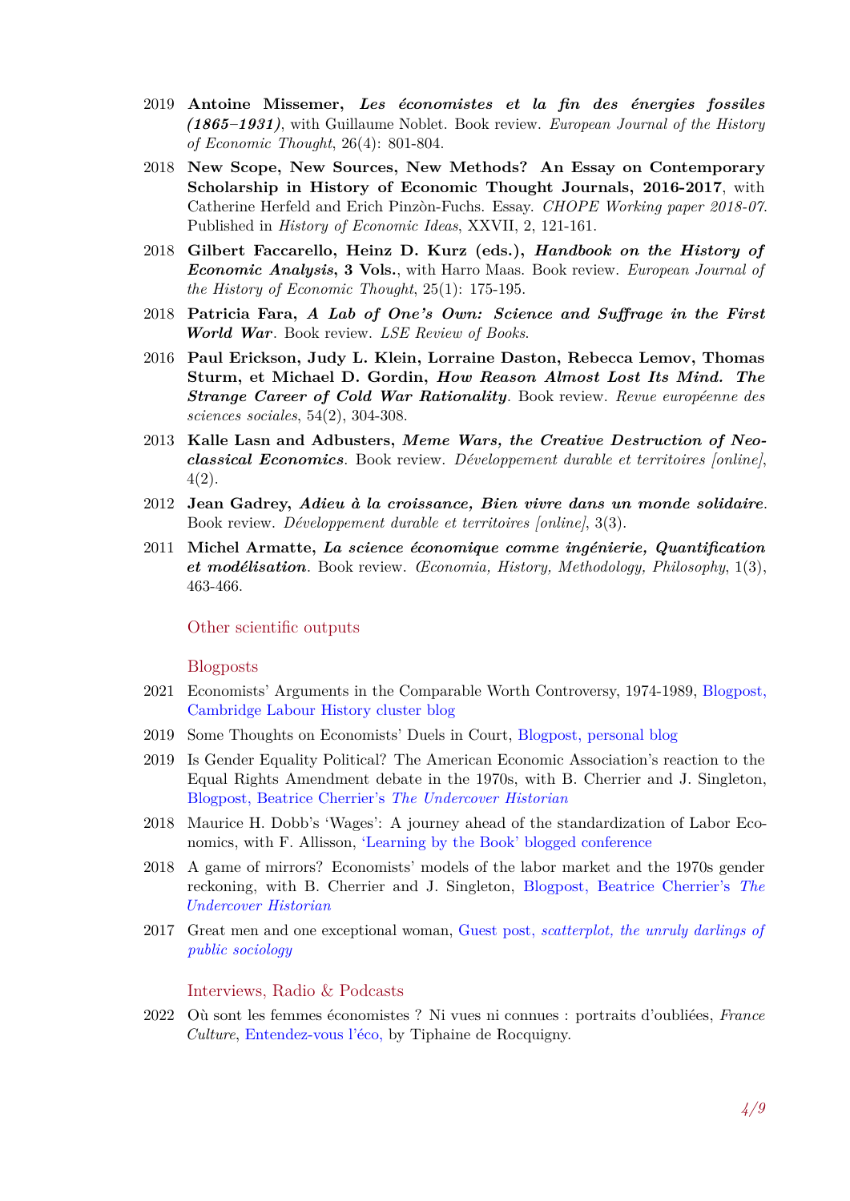2019 **Antoine Missemer, *Les économistes et la fin des énergies fossiles (1865–1931)***, with Guillaume Noblet. Book review. *European Journal of the History of Economic Thought*, 26(4): 801-804.

2018 **New Scope, New Sources, New Methods? An Essay on Contemporary Scholarship in History of Economic Thought Journals, 2016-2017**, with Catherine Herfeld and Erich Pinzòn-Fuchs. Essay. *CHOPE Working paper 2018-07*. Published in *History of Economic Ideas*, XXVII, 2, 121-161.

2018 **Gilbert Faccarello, Heinz D. Kurz (eds.), *Handbook on the History of Economic Analysis*, 3 Vols.**, with Harro Maas. Book review. *European Journal of the History of Economic Thought*, 25(1): 175-195.

2018 **Patricia Fara, *A Lab of One's Own: Science and Suffrage in the First World War***. Book review. *LSE Review of Books*.

2016 **Paul Erickson, Judy L. Klein, Lorraine Daston, Rebecca Lemov, Thomas Sturm, et Michael D. Gordin, *How Reason Almost Lost Its Mind. The Strange Career of Cold War Rationality***. Book review. *Revue européenne des sciences sociales*, 54(2), 304-308.

2013 **Kalle Lasn and Adbusters, *Meme Wars, the Creative Destruction of Neoclassical Economics***. Book review. *Développement durable et territoires [online]*, 4(2).

2012 **Jean Gadrey, *Adieu à la croissance, Bien vivre dans un monde solidaire***. Book review. *Développement durable et territoires [online]*, 3(3).

2011 **Michel Armatte, *La science économique comme ingénierie, Quantification et modélisation***. Book review. *Œconomia, History, Methodology, Philosophy*, 1(3), 463-466.

## Other scientific outputs

### Blogposts

2021 Economists' Arguments in the Comparable Worth Controversy, 1974-1989, Blogpost, Cambridge Labour History cluster blog

2019 Some Thoughts on Economists' Duels in Court, Blogpost, personal blog

2019 Is Gender Equality Political? The American Economic Association's reaction to the Equal Rights Amendment debate in the 1970s, with B. Cherrier and J. Singleton, Blogpost, Beatrice Cherrier's *The Undercover Historian*

2018 Maurice H. Dobb's 'Wages': A journey ahead of the standardization of Labor Economics, with F. Allisson, 'Learning by the Book' blogged conference

2018 A game of mirrors? Economists' models of the labor market and the 1970s gender reckoning, with B. Cherrier and J. Singleton, Blogpost, Beatrice Cherrier's *The Undercover Historian*

2017 Great men and one exceptional woman, Guest post, *scatterplot, the unruly darlings of public sociology*

### Interviews, Radio & Podcasts

2022 Où sont les femmes économistes ? Ni vues ni connues : portraits d'oubliées, *France Culture*, Entendez-vous l'éco, by Tiphaine de Rocquigny.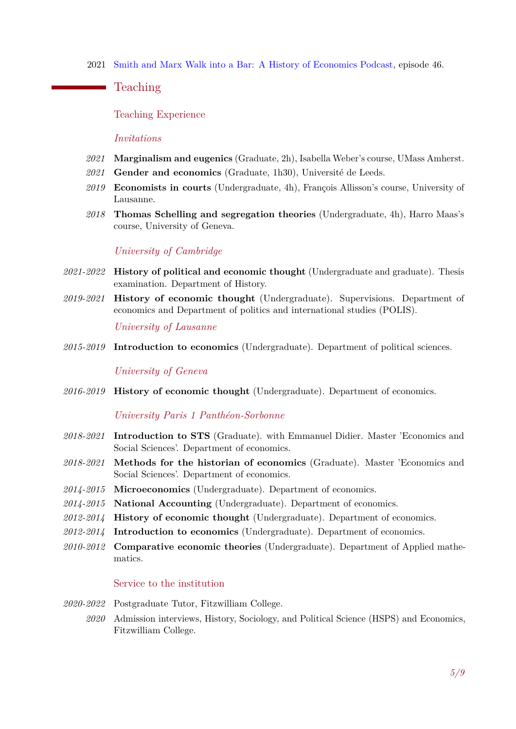2021 Smith and Marx Walk into a Bar: A History of Economics Podcast, episode 46.

## Teaching

### Teaching Experience

#### *Invitations*

*2021* **Marginalism and eugenics** (Graduate, 2h), Isabella Weber's course, UMass Amherst.

*2021* **Gender and economics** (Graduate, 1h30), Université de Leeds.

*2019* **Economists in courts** (Undergraduate, 4h), François Allisson's course, University of Lausanne.

*2018* **Thomas Schelling and segregation theories** (Undergraduate, 4h), Harro Maas's course, University of Geneva.

#### *University of Cambridge*

*2021-2022* **History of political and economic thought** (Undergraduate and graduate). Thesis examination. Department of History.

*2019-2021* **History of economic thought** (Undergraduate). Supervisions. Department of economics and Department of politics and international studies (POLIS).

#### *University of Lausanne*

*2015-2019* **Introduction to economics** (Undergraduate). Department of political sciences.

#### *University of Geneva*

*2016-2019* **History of economic thought** (Undergraduate). Department of economics.

#### *University Paris 1 Panthéon-Sorbonne*

*2018-2021* **Introduction to STS** (Graduate). with Emmanuel Didier. Master 'Economics and Social Sciences'. Department of economics.

*2018-2021* **Methods for the historian of economics** (Graduate). Master 'Economics and Social Sciences'. Department of economics.

*2014-2015* **Microeconomics** (Undergraduate). Department of economics.

*2014-2015* **National Accounting** (Undergraduate). Department of economics.

*2012-2014* **History of economic thought** (Undergraduate). Department of economics.

*2012-2014* **Introduction to economics** (Undergraduate). Department of economics.

*2010-2012* **Comparative economic theories** (Undergraduate). Department of Applied mathematics.

### Service to the institution

*2020-2022* Postgraduate Tutor, Fitzwilliam College.

*2020* Admission interviews, History, Sociology, and Political Science (HSPS) and Economics, Fitzwilliam College.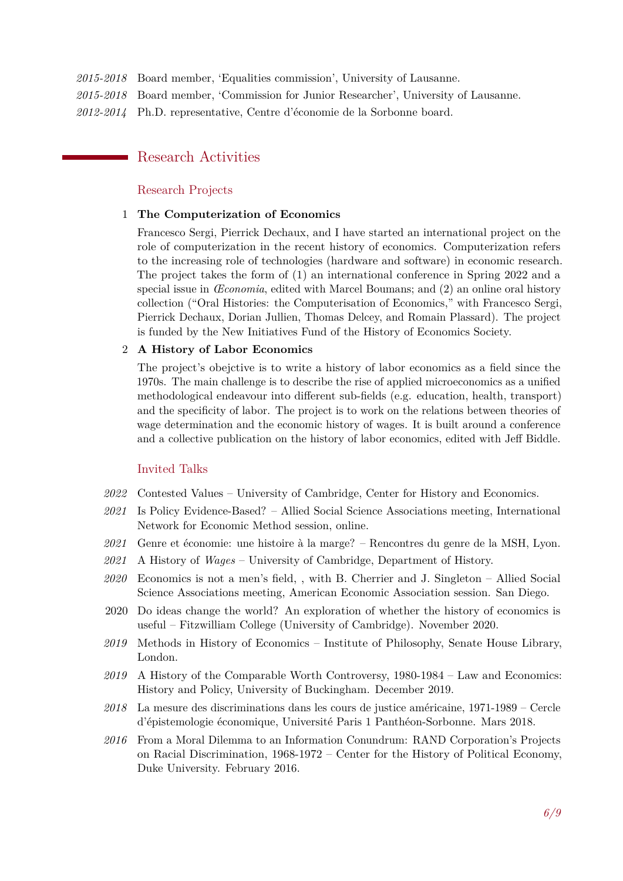*2015-2018* Board member, 'Equalities commission', University of Lausanne.

*2015-2018* Board member, 'Commission for Junior Researcher', University of Lausanne.

*2012-2014* Ph.D. representative, Centre d'économie de la Sorbonne board.

## Research Activities

### Research Projects

1 **The Computerization of Economics**

Francesco Sergi, Pierrick Dechaux, and I have started an international project on the role of computerization in the recent history of economics. Computerization refers to the increasing role of technologies (hardware and software) in economic research. The project takes the form of (1) an international conference in Spring 2022 and a special issue in *Œconomia*, edited with Marcel Boumans; and (2) an online oral history collection ("Oral Histories: the Computerisation of Economics," with Francesco Sergi, Pierrick Dechaux, Dorian Jullien, Thomas Delcey, and Romain Plassard). The project is funded by the New Initiatives Fund of the History of Economics Society.

2 **A History of Labor Economics**

The project's obejctive is to write a history of labor economics as a field since the 1970s. The main challenge is to describe the rise of applied microeconomics as a unified methodological endeavour into different sub-fields (e.g. education, health, transport) and the specificity of labor. The project is to work on the relations between theories of wage determination and the economic history of wages. It is built around a conference and a collective publication on the history of labor economics, edited with Jeff Biddle.

### Invited Talks

*2022* Contested Values – University of Cambridge, Center for History and Economics.

*2021* Is Policy Evidence-Based? – Allied Social Science Associations meeting, International Network for Economic Method session, online.

*2021* Genre et économie: une histoire à la marge? – Rencontres du genre de la MSH, Lyon.

*2021* A History of *Wages* – University of Cambridge, Department of History.

*2020* Economics is not a men's field, , with B. Cherrier and J. Singleton – Allied Social Science Associations meeting, American Economic Association session. San Diego.

2020 Do ideas change the world? An exploration of whether the history of economics is useful – Fitzwilliam College (University of Cambridge). November 2020.

*2019* Methods in History of Economics – Institute of Philosophy, Senate House Library, London.

*2019* A History of the Comparable Worth Controversy, 1980-1984 – Law and Economics: History and Policy, University of Buckingham. December 2019.

*2018* La mesure des discriminations dans les cours de justice américaine, 1971-1989 – Cercle d'épistemologie économique, Université Paris 1 Panthéon-Sorbonne. Mars 2018.

*2016* From a Moral Dilemma to an Information Conundrum: RAND Corporation's Projects on Racial Discrimination, 1968-1972 – Center for the History of Political Economy, Duke University. February 2016.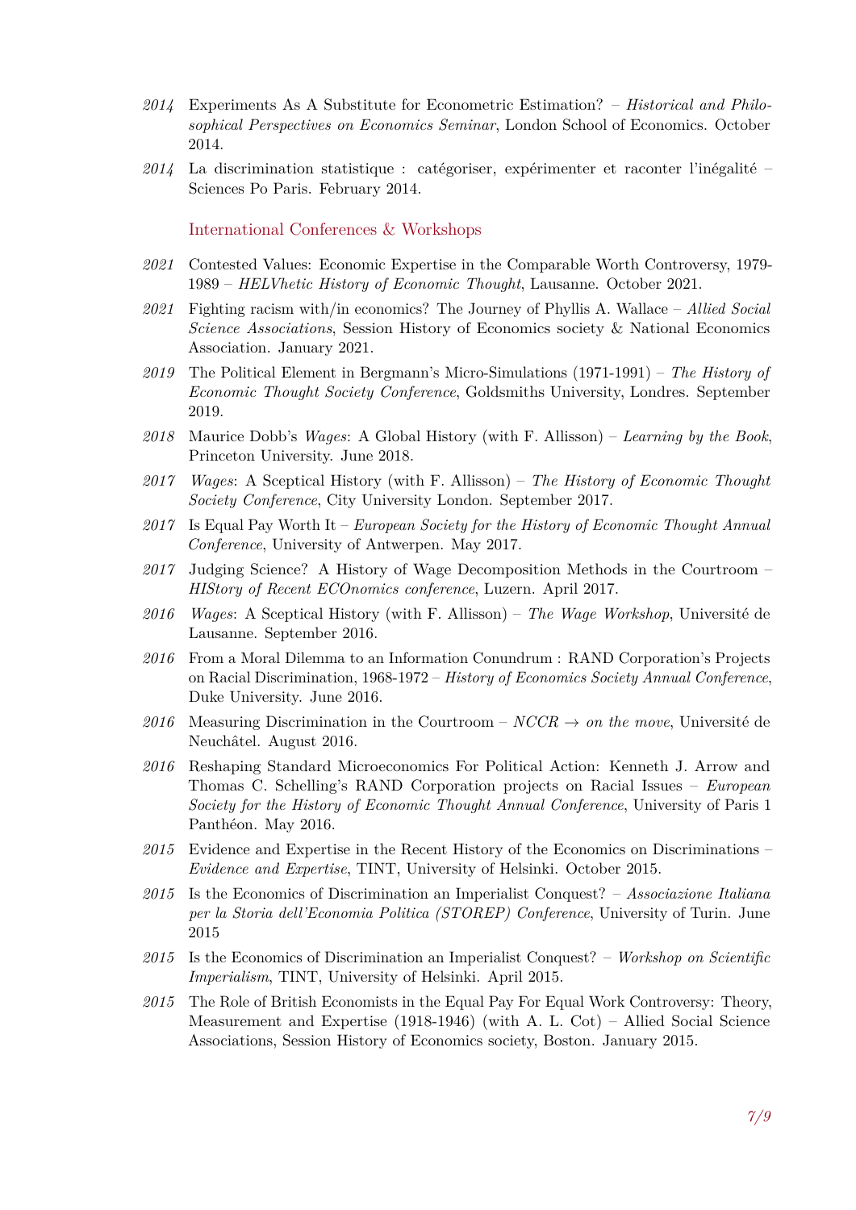*2014* Experiments As A Substitute for Econometric Estimation? – *Historical and Philosophical Perspectives on Economics Seminar*, London School of Economics. October 2014.

*2014* La discrimination statistique : catégoriser, expérimenter et raconter l'inégalité – Sciences Po Paris. February 2014.

### International Conferences & Workshops

*2021* Contested Values: Economic Expertise in the Comparable Worth Controversy, 1979-1989 – *HELVhetic History of Economic Thought*, Lausanne. October 2021.

*2021* Fighting racism with/in economics? The Journey of Phyllis A. Wallace – *Allied Social Science Associations*, Session History of Economics society & National Economics Association. January 2021.

*2019* The Political Element in Bergmann's Micro-Simulations (1971-1991) – *The History of Economic Thought Society Conference*, Goldsmiths University, Londres. September 2019.

*2018* Maurice Dobb's *Wages*: A Global History (with F. Allisson) – *Learning by the Book*, Princeton University. June 2018.

*2017* *Wages*: A Sceptical History (with F. Allisson) – *The History of Economic Thought Society Conference*, City University London. September 2017.

*2017* Is Equal Pay Worth It – *European Society for the History of Economic Thought Annual Conference*, University of Antwerpen. May 2017.

*2017* Judging Science? A History of Wage Decomposition Methods in the Courtroom – *HIStory of Recent ECOnomics conference*, Luzern. April 2017.

*2016* *Wages*: A Sceptical History (with F. Allisson) – *The Wage Workshop*, Université de Lausanne. September 2016.

*2016* From a Moral Dilemma to an Information Conundrum : RAND Corporation's Projects on Racial Discrimination, 1968-1972 – *History of Economics Society Annual Conference*, Duke University. June 2016.

*2016* Measuring Discrimination in the Courtroom – *NCCR → on the move*, Université de Neuchâtel. August 2016.

*2016* Reshaping Standard Microeconomics For Political Action: Kenneth J. Arrow and Thomas C. Schelling's RAND Corporation projects on Racial Issues – *European Society for the History of Economic Thought Annual Conference*, University of Paris 1 Panthéon. May 2016.

*2015* Evidence and Expertise in the Recent History of the Economics on Discriminations – *Evidence and Expertise*, TINT, University of Helsinki. October 2015.

*2015* Is the Economics of Discrimination an Imperialist Conquest? – *Associazione Italiana per la Storia dell'Economia Politica (STOREP) Conference*, University of Turin. June 2015

*2015* Is the Economics of Discrimination an Imperialist Conquest? – *Workshop on Scientific Imperialism*, TINT, University of Helsinki. April 2015.

*2015* The Role of British Economists in the Equal Pay For Equal Work Controversy: Theory, Measurement and Expertise (1918-1946) (with A. L. Cot) – Allied Social Science Associations, Session History of Economics society, Boston. January 2015.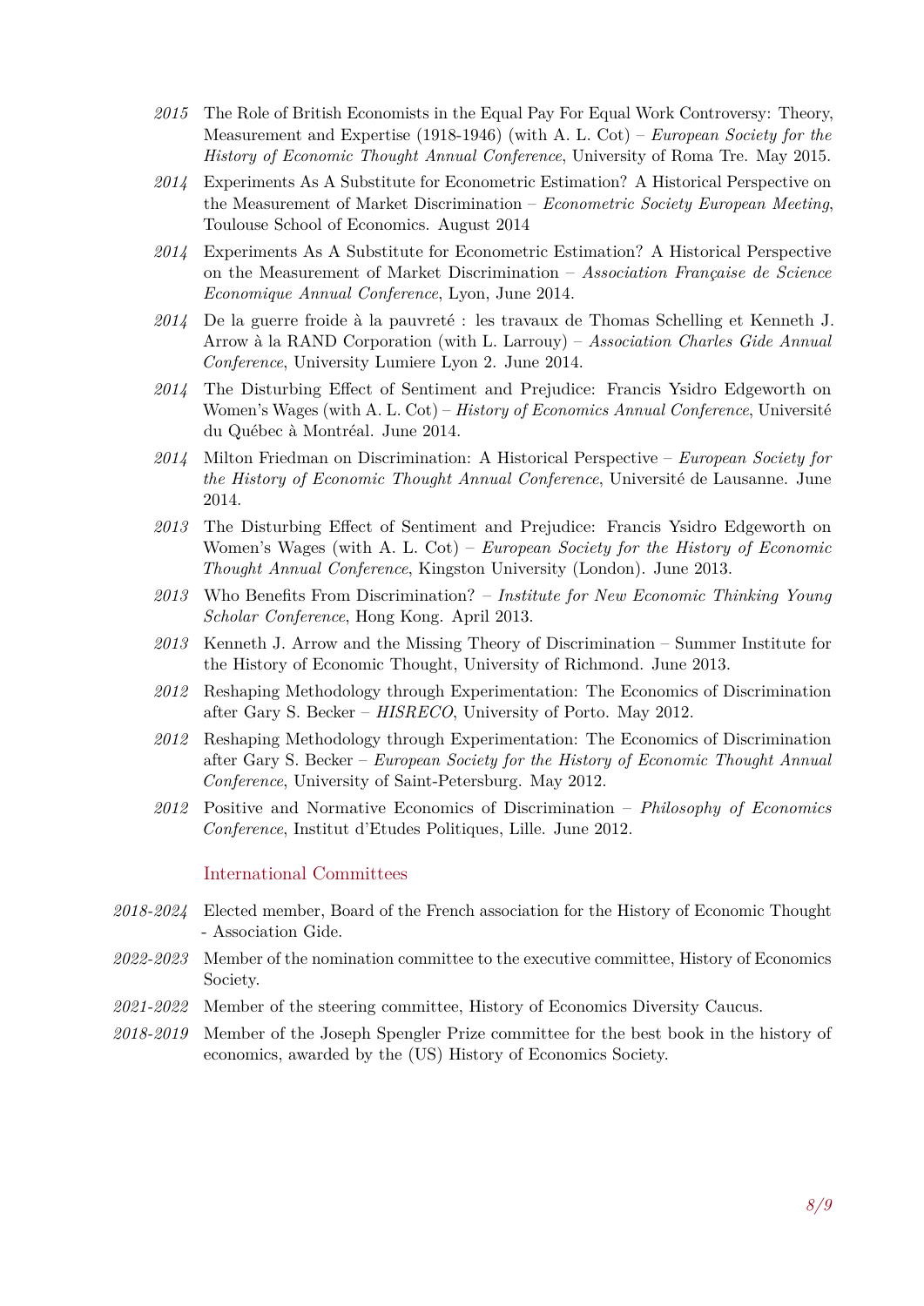- *2015* The Role of British Economists in the Equal Pay For Equal Work Controversy: Theory, Measurement and Expertise (1918-1946) (with A. L. Cot) – *European Society for the History of Economic Thought Annual Conference*, University of Roma Tre. May 2015.
- *2014* Experiments As A Substitute for Econometric Estimation? A Historical Perspective on the Measurement of Market Discrimination – *Econometric Society European Meeting*, Toulouse School of Economics. August 2014
- *2014* Experiments As A Substitute for Econometric Estimation? A Historical Perspective on the Measurement of Market Discrimination – *Association Française de Science Economique Annual Conference*, Lyon, June 2014.
- *2014* De la guerre froide à la pauvreté : les travaux de Thomas Schelling et Kenneth J. Arrow à la RAND Corporation (with L. Larrouy) – *Association Charles Gide Annual Conference*, University Lumiere Lyon 2. June 2014.
- *2014* The Disturbing Effect of Sentiment and Prejudice: Francis Ysidro Edgeworth on Women's Wages (with A. L. Cot) – *History of Economics Annual Conference*, Université du Québec à Montréal. June 2014.
- *2014* Milton Friedman on Discrimination: A Historical Perspective – *European Society for the History of Economic Thought Annual Conference*, Université de Lausanne. June 2014.
- *2013* The Disturbing Effect of Sentiment and Prejudice: Francis Ysidro Edgeworth on Women's Wages (with A. L. Cot) – *European Society for the History of Economic Thought Annual Conference*, Kingston University (London). June 2013.
- *2013* Who Benefits From Discrimination? – *Institute for New Economic Thinking Young Scholar Conference*, Hong Kong. April 2013.
- *2013* Kenneth J. Arrow and the Missing Theory of Discrimination – Summer Institute for the History of Economic Thought, University of Richmond. June 2013.
- *2012* Reshaping Methodology through Experimentation: The Economics of Discrimination after Gary S. Becker – *HISRECO*, University of Porto. May 2012.
- *2012* Reshaping Methodology through Experimentation: The Economics of Discrimination after Gary S. Becker – *European Society for the History of Economic Thought Annual Conference*, University of Saint-Petersburg. May 2012.
- *2012* Positive and Normative Economics of Discrimination – *Philosophy of Economics Conference*, Institut d'Etudes Politiques, Lille. June 2012.

## International Committees

- *2018-2024* Elected member, Board of the French association for the History of Economic Thought - Association Gide.
- *2022-2023* Member of the nomination committee to the executive committee, History of Economics Society.
- *2021-2022* Member of the steering committee, History of Economics Diversity Caucus.
- *2018-2019* Member of the Joseph Spengler Prize committee for the best book in the history of economics, awarded by the (US) History of Economics Society.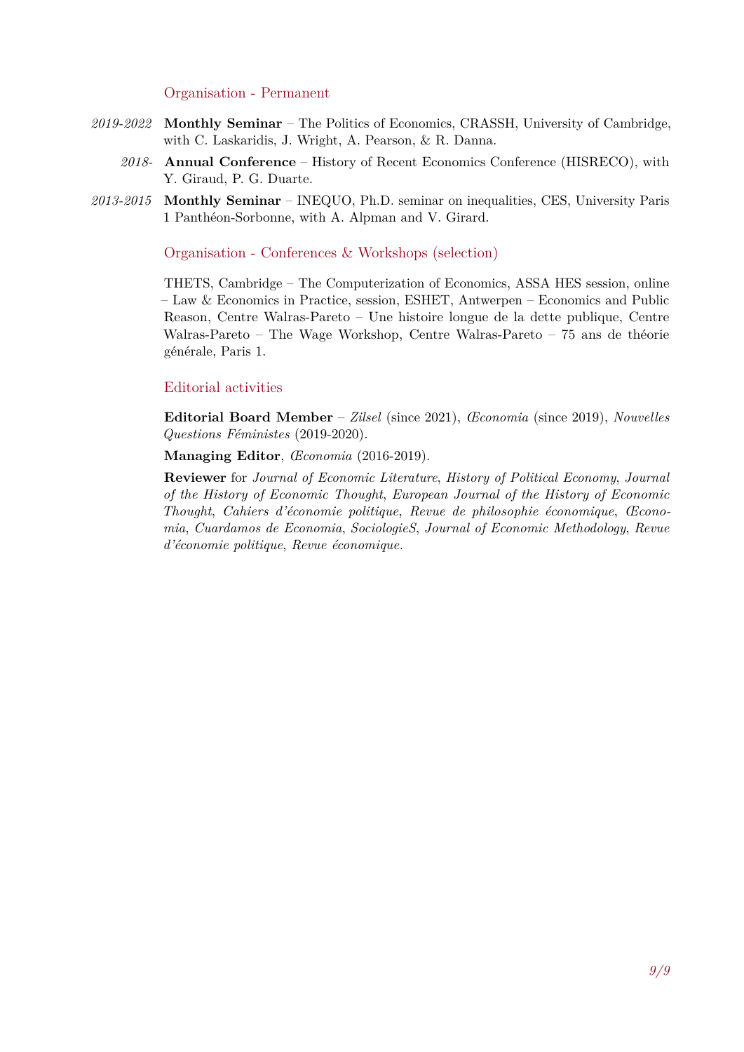### Organisation - Permanent

*2019-2022* **Monthly Seminar** – The Politics of Economics, CRASSH, University of Cambridge, with C. Laskaridis, J. Wright, A. Pearson, & R. Danna.

*2018-* **Annual Conference** – History of Recent Economics Conference (HISRECO), with Y. Giraud, P. G. Duarte.

*2013-2015* **Monthly Seminar** – INEQUO, Ph.D. seminar on inequalities, CES, University Paris 1 Panthéon-Sorbonne, with A. Alpman and V. Girard.

### Organisation - Conferences & Workshops (selection)

THETS, Cambridge – The Computerization of Economics, ASSA HES session, online – Law & Economics in Practice, session, ESHET, Antwerpen – Economics and Public Reason, Centre Walras-Pareto – Une histoire longue de la dette publique, Centre Walras-Pareto – The Wage Workshop, Centre Walras-Pareto – 75 ans de théorie générale, Paris 1.

### Editorial activities

**Editorial Board Member** – *Zilsel* (since 2021), *Œconomia* (since 2019), *Nouvelles Questions Féministes* (2019-2020).

**Managing Editor**, *Œconomia* (2016-2019).

**Reviewer** for *Journal of Economic Literature*, *History of Political Economy*, *Journal of the History of Economic Thought*, *European Journal of the History of Economic Thought*, *Cahiers d'économie politique*, *Revue de philosophie économique*, *Œconomia*, *Cuardamos de Economia*, *SociologieS*, *Journal of Economic Methodology*, *Revue d'économie politique*, *Revue économique*.